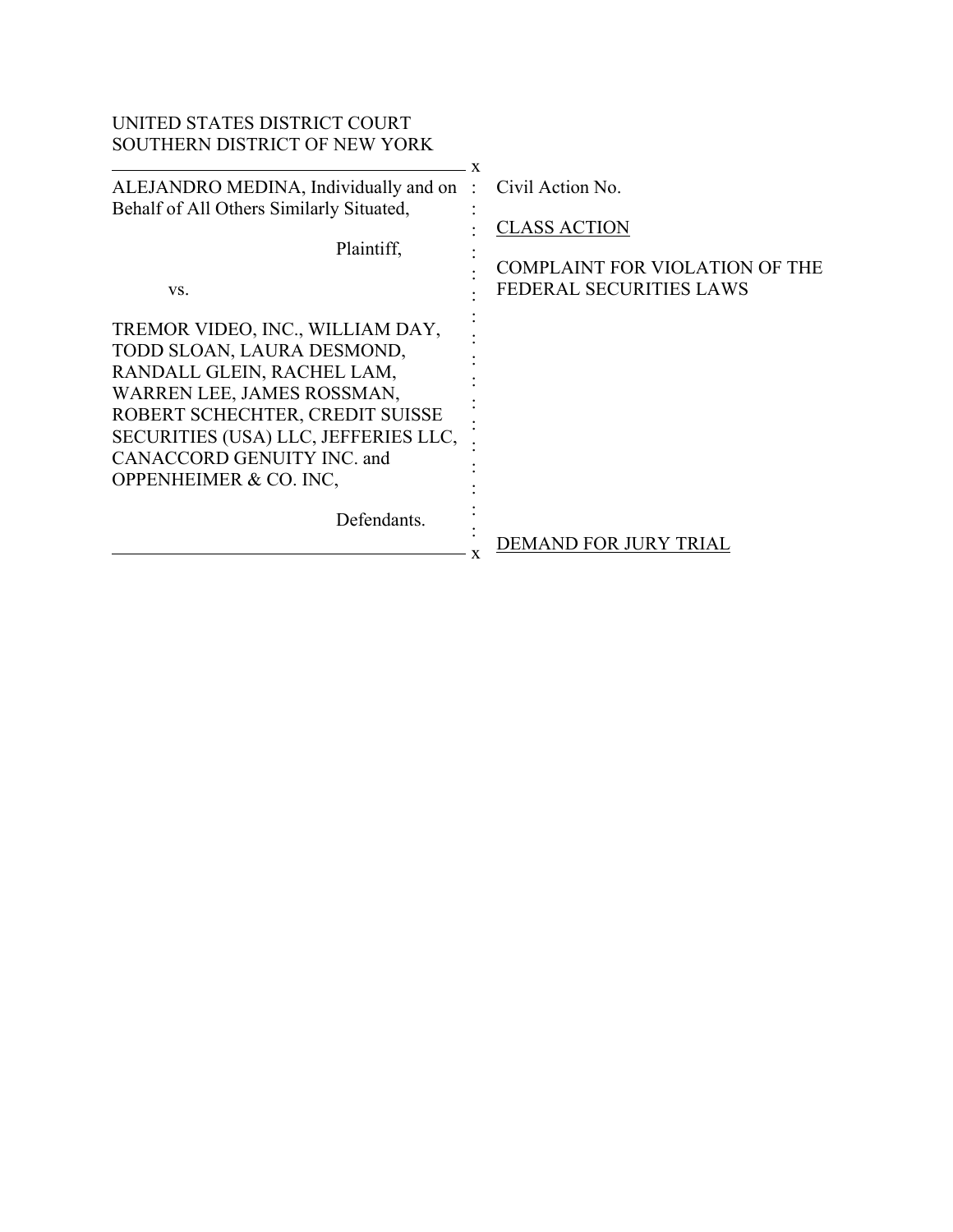UNITED STATES DISTRICT COURT
SOUTHERN DISTRICT OF NEW YORK

| | | |
|---|---|---|
| ALEJANDRO MEDINA, Individually and on Behalf of All Others Similarly Situated, | : | Civil Action No. |
| Plaintiff, | : | CLASS ACTION |
| vs. | : | COMPLAINT FOR VIOLATION OF THE FEDERAL SECURITIES LAWS |
| TREMOR VIDEO, INC., WILLIAM DAY, TODD SLOAN, LAURA DESMOND, RANDALL GLEIN, RACHEL LAM, WARREN LEE, JAMES ROSSMAN, ROBERT SCHECHTER, CREDIT SUISSE SECURITIES (USA) LLC, JEFFERIES LLC, CANACCORD GENUITY INC. and OPPENHEIMER & CO. INC, | : | |
| Defendants. | : | DEMAND FOR JURY TRIAL |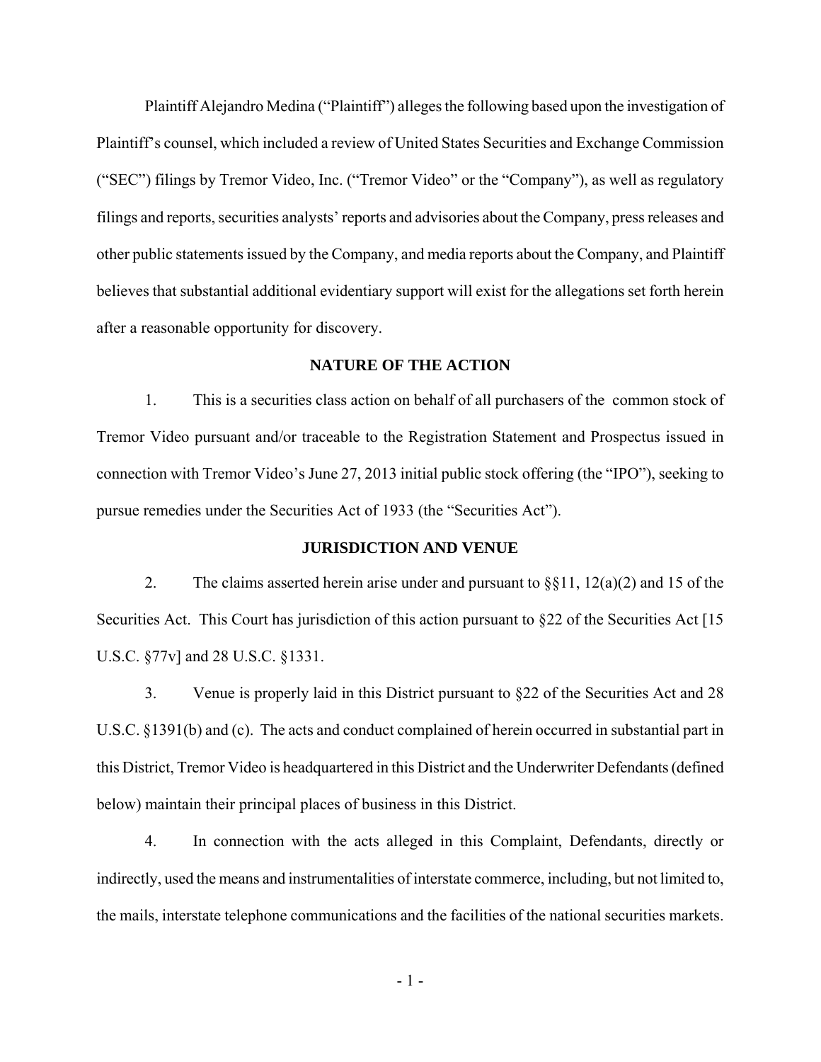Plaintiff Alejandro Medina ("Plaintiff") alleges the following based upon the investigation of Plaintiff's counsel, which included a review of United States Securities and Exchange Commission ("SEC") filings by Tremor Video, Inc. ("Tremor Video" or the "Company"), as well as regulatory filings and reports, securities analysts' reports and advisories about the Company, press releases and other public statements issued by the Company, and media reports about the Company, and Plaintiff believes that substantial additional evidentiary support will exist for the allegations set forth herein after a reasonable opportunity for discovery.

## NATURE OF THE ACTION

1. This is a securities class action on behalf of all purchasers of the common stock of Tremor Video pursuant and/or traceable to the Registration Statement and Prospectus issued in connection with Tremor Video's June 27, 2013 initial public stock offering (the "IPO"), seeking to pursue remedies under the Securities Act of 1933 (the "Securities Act").

## JURISDICTION AND VENUE

2. The claims asserted herein arise under and pursuant to §§11, 12(a)(2) and 15 of the Securities Act. This Court has jurisdiction of this action pursuant to §22 of the Securities Act [15 U.S.C. §77v] and 28 U.S.C. §1331.

3. Venue is properly laid in this District pursuant to §22 of the Securities Act and 28 U.S.C. §1391(b) and (c). The acts and conduct complained of herein occurred in substantial part in this District, Tremor Video is headquartered in this District and the Underwriter Defendants (defined below) maintain their principal places of business in this District.

4. In connection with the acts alleged in this Complaint, Defendants, directly or indirectly, used the means and instrumentalities of interstate commerce, including, but not limited to, the mails, interstate telephone communications and the facilities of the national securities markets.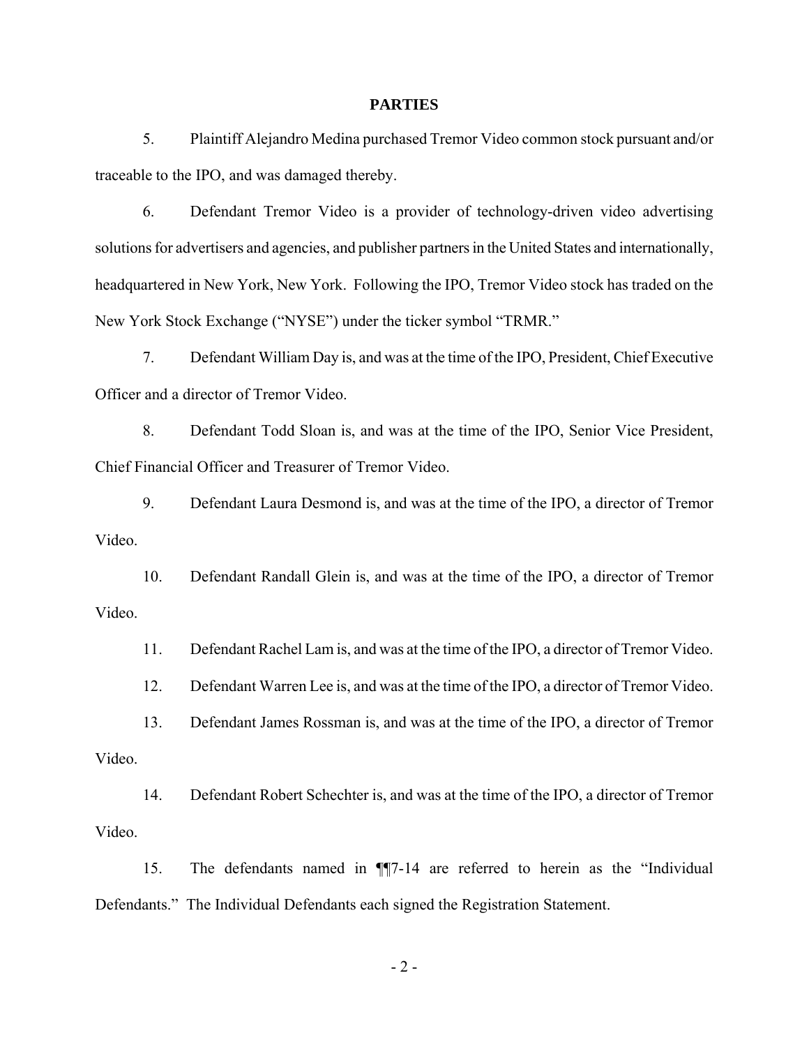## PARTIES

5. Plaintiff Alejandro Medina purchased Tremor Video common stock pursuant and/or traceable to the IPO, and was damaged thereby.

6. Defendant Tremor Video is a provider of technology-driven video advertising solutions for advertisers and agencies, and publisher partners in the United States and internationally, headquartered in New York, New York. Following the IPO, Tremor Video stock has traded on the New York Stock Exchange ("NYSE") under the ticker symbol "TRMR."

7. Defendant William Day is, and was at the time of the IPO, President, Chief Executive Officer and a director of Tremor Video.

8. Defendant Todd Sloan is, and was at the time of the IPO, Senior Vice President, Chief Financial Officer and Treasurer of Tremor Video.

9. Defendant Laura Desmond is, and was at the time of the IPO, a director of Tremor Video.

10. Defendant Randall Glein is, and was at the time of the IPO, a director of Tremor Video.

11. Defendant Rachel Lam is, and was at the time of the IPO, a director of Tremor Video.

12. Defendant Warren Lee is, and was at the time of the IPO, a director of Tremor Video.

13. Defendant James Rossman is, and was at the time of the IPO, a director of Tremor Video.

14. Defendant Robert Schechter is, and was at the time of the IPO, a director of Tremor Video.

15. The defendants named in ¶¶7-14 are referred to herein as the "Individual Defendants." The Individual Defendants each signed the Registration Statement.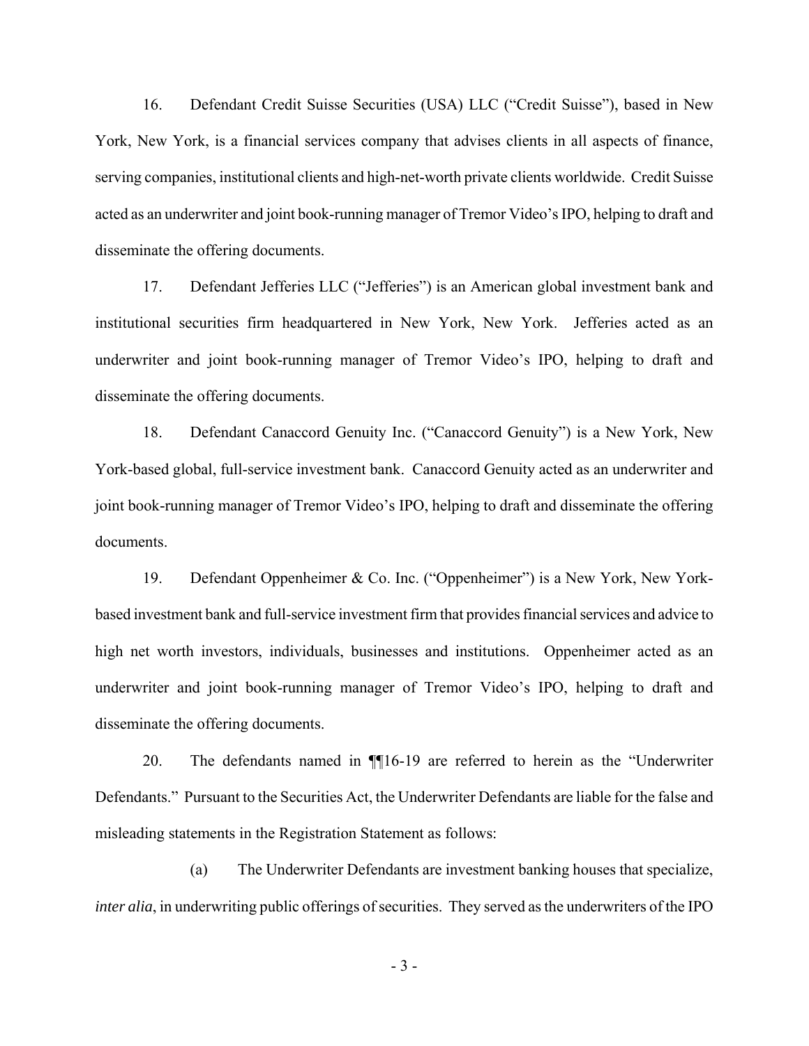16. Defendant Credit Suisse Securities (USA) LLC ("Credit Suisse"), based in New York, New York, is a financial services company that advises clients in all aspects of finance, serving companies, institutional clients and high-net-worth private clients worldwide. Credit Suisse acted as an underwriter and joint book-running manager of Tremor Video's IPO, helping to draft and disseminate the offering documents.

17. Defendant Jefferies LLC ("Jefferies") is an American global investment bank and institutional securities firm headquartered in New York, New York. Jefferies acted as an underwriter and joint book-running manager of Tremor Video's IPO, helping to draft and disseminate the offering documents.

18. Defendant Canaccord Genuity Inc. ("Canaccord Genuity") is a New York, New York-based global, full-service investment bank. Canaccord Genuity acted as an underwriter and joint book-running manager of Tremor Video's IPO, helping to draft and disseminate the offering documents.

19. Defendant Oppenheimer & Co. Inc. ("Oppenheimer") is a New York, New York-based investment bank and full-service investment firm that provides financial services and advice to high net worth investors, individuals, businesses and institutions. Oppenheimer acted as an underwriter and joint book-running manager of Tremor Video's IPO, helping to draft and disseminate the offering documents.

20. The defendants named in ¶¶16-19 are referred to herein as the "Underwriter Defendants." Pursuant to the Securities Act, the Underwriter Defendants are liable for the false and misleading statements in the Registration Statement as follows:

(a) The Underwriter Defendants are investment banking houses that specialize, *inter alia*, in underwriting public offerings of securities. They served as the underwriters of the IPO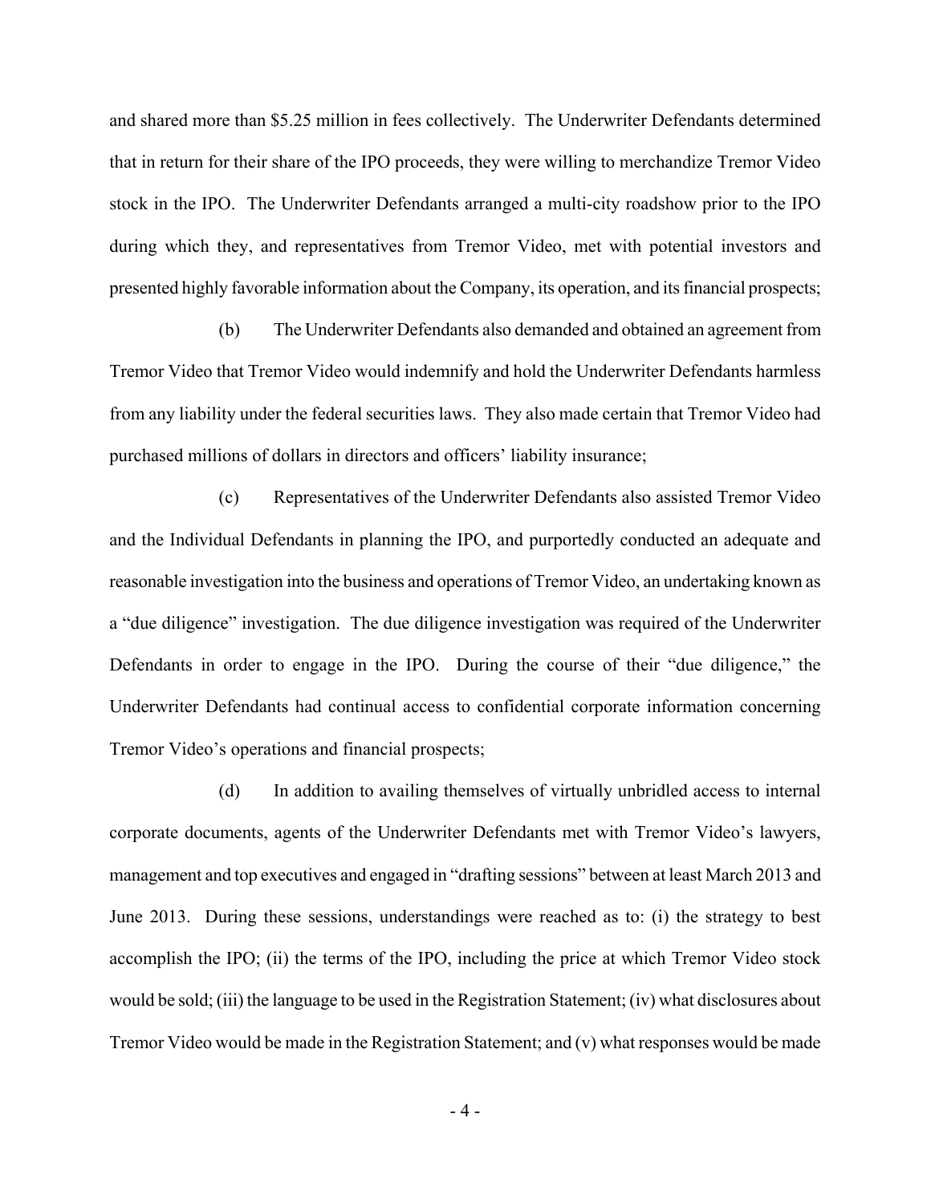and shared more than $5.25 million in fees collectively. The Underwriter Defendants determined that in return for their share of the IPO proceeds, they were willing to merchandize Tremor Video stock in the IPO. The Underwriter Defendants arranged a multi-city roadshow prior to the IPO during which they, and representatives from Tremor Video, met with potential investors and presented highly favorable information about the Company, its operation, and its financial prospects;

(b) The Underwriter Defendants also demanded and obtained an agreement from Tremor Video that Tremor Video would indemnify and hold the Underwriter Defendants harmless from any liability under the federal securities laws. They also made certain that Tremor Video had purchased millions of dollars in directors and officers' liability insurance;

(c) Representatives of the Underwriter Defendants also assisted Tremor Video and the Individual Defendants in planning the IPO, and purportedly conducted an adequate and reasonable investigation into the business and operations of Tremor Video, an undertaking known as a "due diligence" investigation. The due diligence investigation was required of the Underwriter Defendants in order to engage in the IPO. During the course of their "due diligence," the Underwriter Defendants had continual access to confidential corporate information concerning Tremor Video's operations and financial prospects;

(d) In addition to availing themselves of virtually unbridled access to internal corporate documents, agents of the Underwriter Defendants met with Tremor Video's lawyers, management and top executives and engaged in "drafting sessions" between at least March 2013 and June 2013. During these sessions, understandings were reached as to: (i) the strategy to best accomplish the IPO; (ii) the terms of the IPO, including the price at which Tremor Video stock would be sold; (iii) the language to be used in the Registration Statement; (iv) what disclosures about Tremor Video would be made in the Registration Statement; and (v) what responses would be made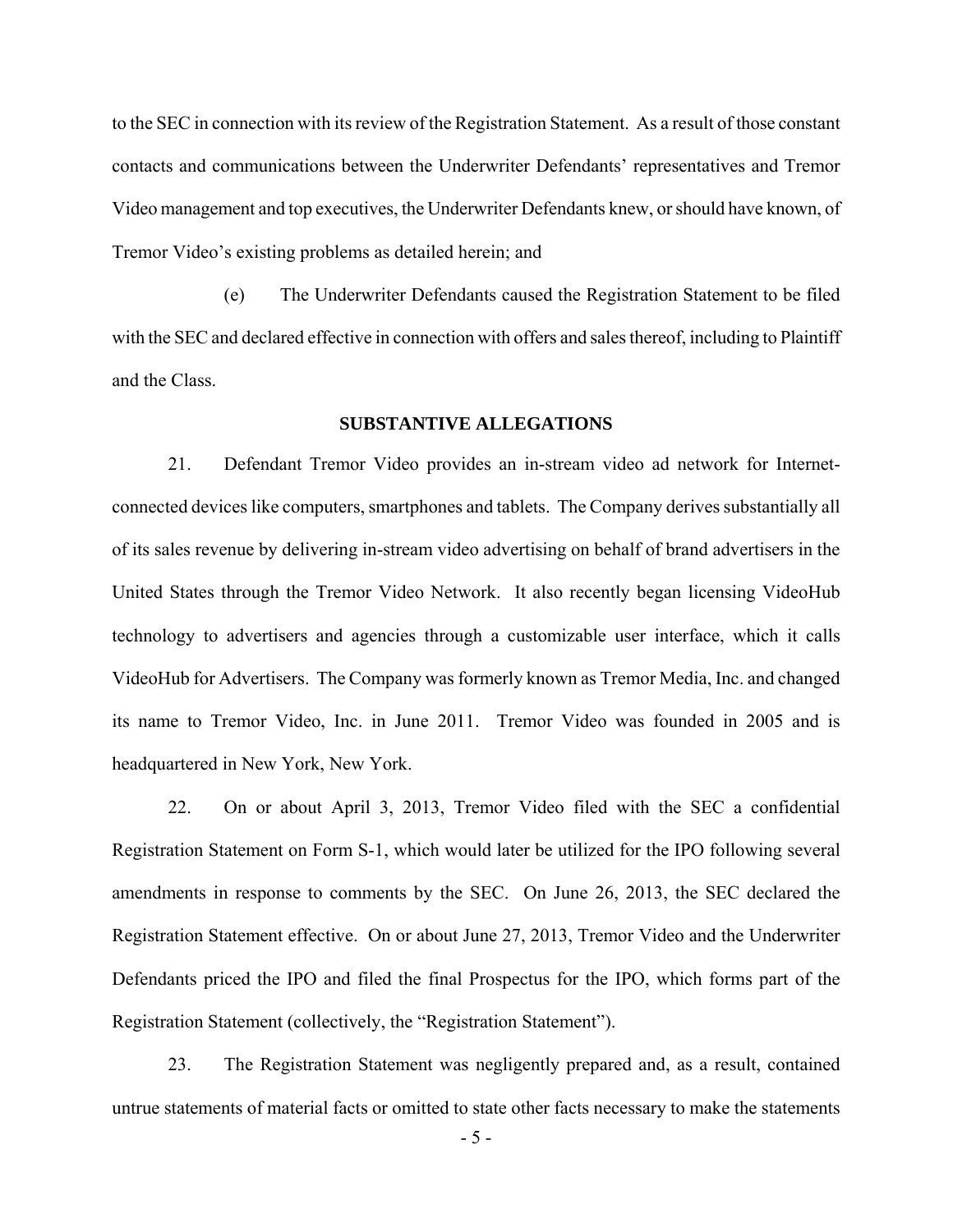to the SEC in connection with its review of the Registration Statement. As a result of those constant contacts and communications between the Underwriter Defendants' representatives and Tremor Video management and top executives, the Underwriter Defendants knew, or should have known, of Tremor Video's existing problems as detailed herein; and

(e) The Underwriter Defendants caused the Registration Statement to be filed with the SEC and declared effective in connection with offers and sales thereof, including to Plaintiff and the Class.

## SUBSTANTIVE ALLEGATIONS

21. Defendant Tremor Video provides an in-stream video ad network for Internet-connected devices like computers, smartphones and tablets. The Company derives substantially all of its sales revenue by delivering in-stream video advertising on behalf of brand advertisers in the United States through the Tremor Video Network. It also recently began licensing VideoHub technology to advertisers and agencies through a customizable user interface, which it calls VideoHub for Advertisers. The Company was formerly known as Tremor Media, Inc. and changed its name to Tremor Video, Inc. in June 2011. Tremor Video was founded in 2005 and is headquartered in New York, New York.

22. On or about April 3, 2013, Tremor Video filed with the SEC a confidential Registration Statement on Form S-1, which would later be utilized for the IPO following several amendments in response to comments by the SEC. On June 26, 2013, the SEC declared the Registration Statement effective. On or about June 27, 2013, Tremor Video and the Underwriter Defendants priced the IPO and filed the final Prospectus for the IPO, which forms part of the Registration Statement (collectively, the "Registration Statement").

23. The Registration Statement was negligently prepared and, as a result, contained untrue statements of material facts or omitted to state other facts necessary to make the statements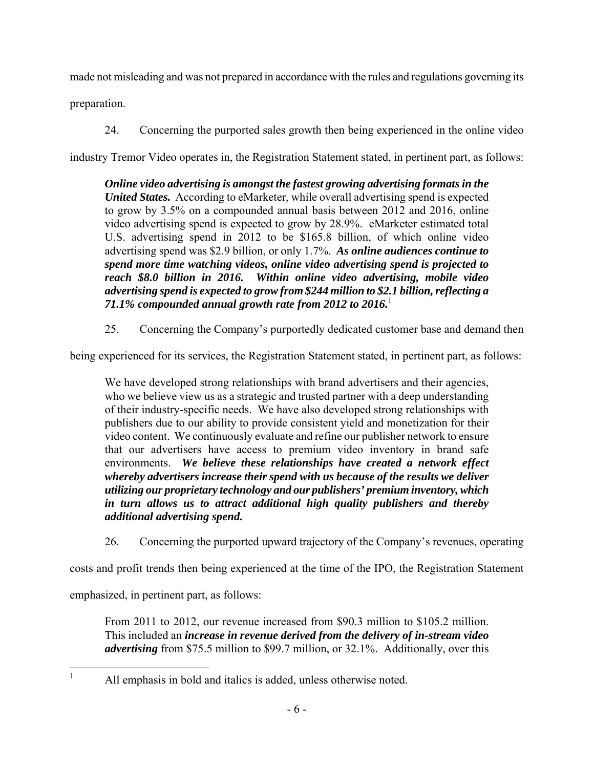made not misleading and was not prepared in accordance with the rules and regulations governing its preparation.

24. Concerning the purported sales growth then being experienced in the online video industry Tremor Video operates in, the Registration Statement stated, in pertinent part, as follows:

> ***Online video advertising is amongst the fastest growing advertising formats in the United States.*** According to eMarketer, while overall advertising spend is expected to grow by 3.5% on a compounded annual basis between 2012 and 2016, online video advertising spend is expected to grow by 28.9%. eMarketer estimated total U.S. advertising spend in 2012 to be $165.8 billion, of which online video advertising spend was $2.9 billion, or only 1.7%. ***As online audiences continue to spend more time watching videos, online video advertising spend is projected to reach $8.0 billion in 2016. Within online video advertising, mobile video advertising spend is expected to grow from $244 million to $2.1 billion, reflecting a 71.1% compounded annual growth rate from 2012 to 2016.***[1]

25. Concerning the Company's purportedly dedicated customer base and demand then being experienced for its services, the Registration Statement stated, in pertinent part, as follows:

> We have developed strong relationships with brand advertisers and their agencies, who we believe view us as a strategic and trusted partner with a deep understanding of their industry-specific needs. We have also developed strong relationships with publishers due to our ability to provide consistent yield and monetization for their video content. We continuously evaluate and refine our publisher network to ensure that our advertisers have access to premium video inventory in brand safe environments. ***We believe these relationships have created a network effect whereby advertisers increase their spend with us because of the results we deliver utilizing our proprietary technology and our publishers' premium inventory, which in turn allows us to attract additional high quality publishers and thereby additional advertising spend.***

26. Concerning the purported upward trajectory of the Company's revenues, operating costs and profit trends then being experienced at the time of the IPO, the Registration Statement emphasized, in pertinent part, as follows:

> From 2011 to 2012, our revenue increased from $90.3 million to $105.2 million. This included an ***increase in revenue derived from the delivery of in-stream video advertising*** from $75.5 million to $99.7 million, or 32.1%. Additionally, over this

---

[1] All emphasis in bold and italics is added, unless otherwise noted.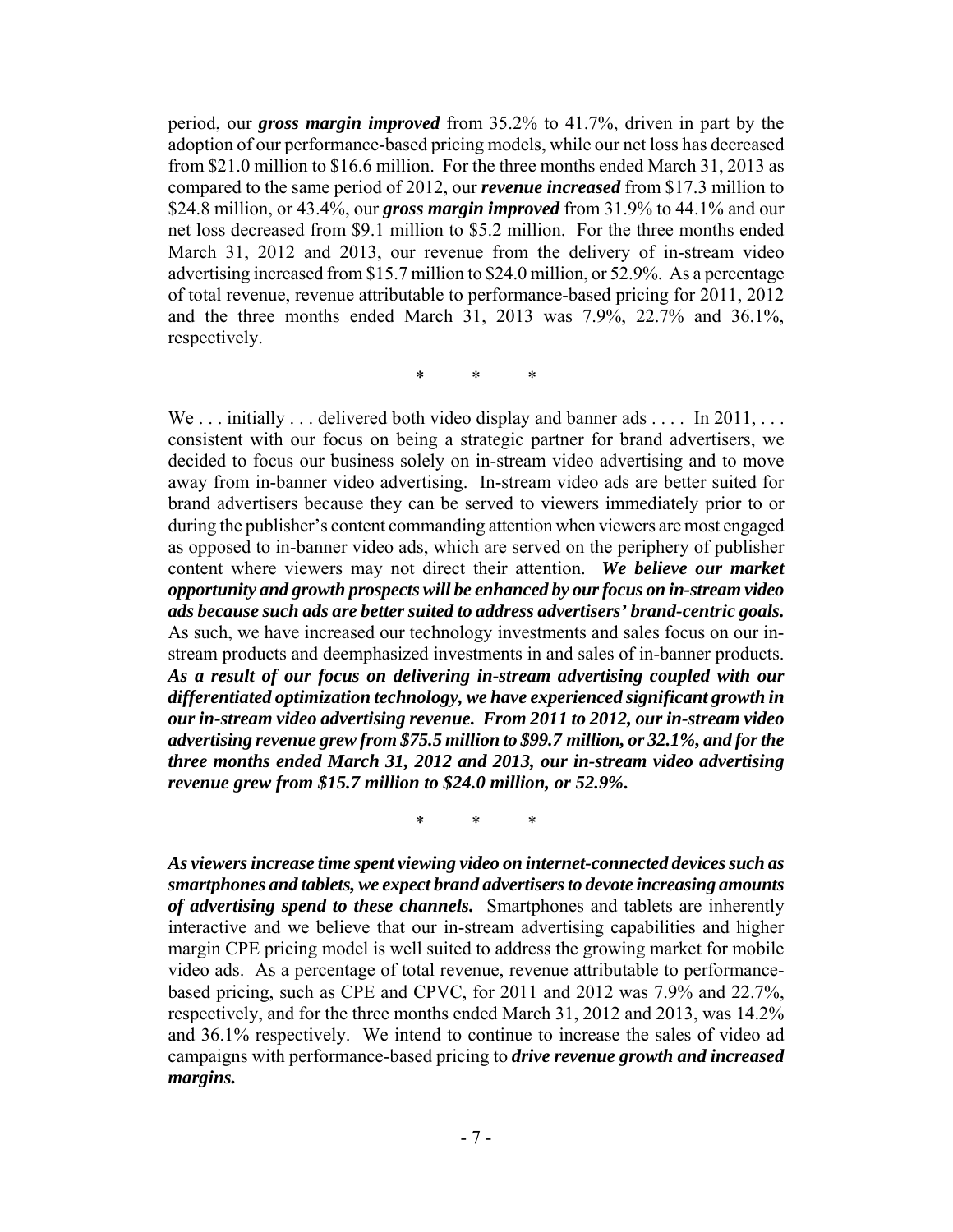period, our ***gross margin improved*** from 35.2% to 41.7%, driven in part by the adoption of our performance-based pricing models, while our net loss has decreased from $21.0 million to $16.6 million. For the three months ended March 31, 2013 as compared to the same period of 2012, our ***revenue increased*** from $17.3 million to $24.8 million, or 43.4%, our ***gross margin improved*** from 31.9% to 44.1% and our net loss decreased from $9.1 million to $5.2 million. For the three months ended March 31, 2012 and 2013, our revenue from the delivery of in-stream video advertising increased from $15.7 million to $24.0 million, or 52.9%. As a percentage of total revenue, revenue attributable to performance-based pricing for 2011, 2012 and the three months ended March 31, 2013 was 7.9%, 22.7% and 36.1%, respectively.

\* \* \*

We . . . initially . . . delivered both video display and banner ads . . . . In 2011, . . . consistent with our focus on being a strategic partner for brand advertisers, we decided to focus our business solely on in-stream video advertising and to move away from in-banner video advertising. In-stream video ads are better suited for brand advertisers because they can be served to viewers immediately prior to or during the publisher's content commanding attention when viewers are most engaged as opposed to in-banner video ads, which are served on the periphery of publisher content where viewers may not direct their attention. ***We believe our market opportunity and growth prospects will be enhanced by our focus on in-stream video ads because such ads are better suited to address advertisers' brand-centric goals.*** As such, we have increased our technology investments and sales focus on our in-stream products and deemphasized investments in and sales of in-banner products. ***As a result of our focus on delivering in-stream advertising coupled with our differentiated optimization technology, we have experienced significant growth in our in-stream video advertising revenue. From 2011 to 2012, our in-stream video advertising revenue grew from $75.5 million to $99.7 million, or 32.1%, and for the three months ended March 31, 2012 and 2013, our in-stream video advertising revenue grew from $15.7 million to $24.0 million, or 52.9%.***

\* \* \*

***As viewers increase time spent viewing video on internet-connected devices such as smartphones and tablets, we expect brand advertisers to devote increasing amounts of advertising spend to these channels.*** Smartphones and tablets are inherently interactive and we believe that our in-stream advertising capabilities and higher margin CPE pricing model is well suited to address the growing market for mobile video ads. As a percentage of total revenue, revenue attributable to performance-based pricing, such as CPE and CPVC, for 2011 and 2012 was 7.9% and 22.7%, respectively, and for the three months ended March 31, 2012 and 2013, was 14.2% and 36.1% respectively. We intend to continue to increase the sales of video ad campaigns with performance-based pricing to ***drive revenue growth and increased margins.***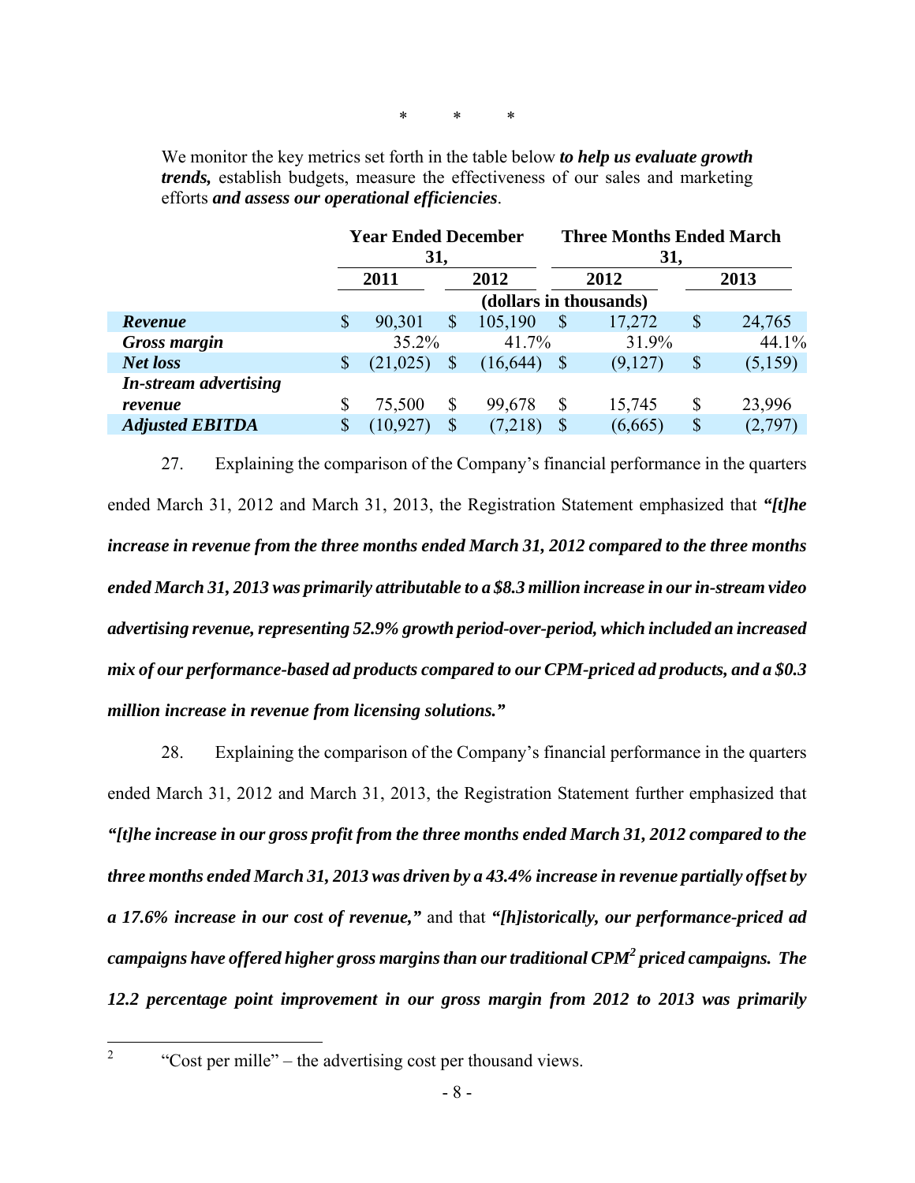\*  \*  \*

We monitor the key metrics set forth in the table below ***to help us evaluate growth trends,*** establish budgets, measure the effectiveness of our sales and marketing efforts ***and assess our operational efficiencies***.

| | Year Ended December 31, | | Three Months Ended March 31, | |
|---|---|---|---|---|
| | 2011 | 2012 | 2012 | 2013 |
| | (dollars in thousands) | | | |
| ***Revenue*** | $ 90,301 | $ 105,190 | $ 17,272 | $ 24,765 |
| ***Gross margin*** | 35.2% | 41.7% | 31.9% | 44.1% |
| ***Net loss*** | $ (21,025) | $ (16,644) | $ (9,127) | $ (5,159) |
| ***In-stream advertising revenue*** | $ 75,500 | $ 99,678 | $ 15,745 | $ 23,996 |
| ***Adjusted EBITDA*** | $ (10,927) | $ (7,218) | $ (6,665) | $ (2,797) |

27. Explaining the comparison of the Company's financial performance in the quarters ended March 31, 2012 and March 31, 2013, the Registration Statement emphasized that ***"[t]he increase in revenue from the three months ended March 31, 2012 compared to the three months ended March 31, 2013 was primarily attributable to a $8.3 million increase in our in-stream video advertising revenue, representing 52.9% growth period-over-period, which included an increased mix of our performance-based ad products compared to our CPM-priced ad products, and a $0.3 million increase in revenue from licensing solutions."***

28. Explaining the comparison of the Company's financial performance in the quarters ended March 31, 2012 and March 31, 2013, the Registration Statement further emphasized that ***"[t]he increase in our gross profit from the three months ended March 31, 2012 compared to the three months ended March 31, 2013 was driven by a 43.4% increase in revenue partially offset by a 17.6% increase in our cost of revenue,"*** and that ***"[h]istorically, our performance-priced ad campaigns have offered higher gross margins than our traditional CPM[2] priced campaigns. The 12.2 percentage point improvement in our gross margin from 2012 to 2013 was primarily***

[2] "Cost per mille" – the advertising cost per thousand views.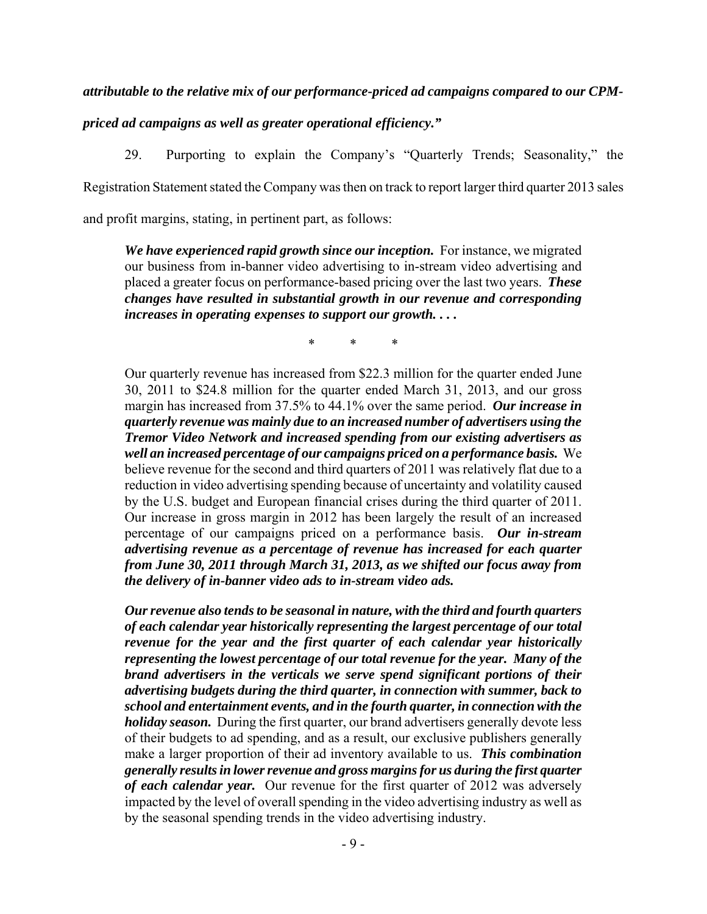***attributable to the relative mix of our performance-priced ad campaigns compared to our CPM-priced ad campaigns as well as greater operational efficiency."***

29. Purporting to explain the Company's "Quarterly Trends; Seasonality," the Registration Statement stated the Company was then on track to report larger third quarter 2013 sales and profit margins, stating, in pertinent part, as follows:

> ***We have experienced rapid growth since our inception.*** For instance, we migrated our business from in-banner video advertising to in-stream video advertising and placed a greater focus on performance-based pricing over the last two years. ***These changes have resulted in substantial growth in our revenue and corresponding increases in operating expenses to support our growth. . . .***
>
> \* \* \*
>
> Our quarterly revenue has increased from \$22.3 million for the quarter ended June 30, 2011 to \$24.8 million for the quarter ended March 31, 2013, and our gross margin has increased from 37.5% to 44.1% over the same period. ***Our increase in quarterly revenue was mainly due to an increased number of advertisers using the Tremor Video Network and increased spending from our existing advertisers as well an increased percentage of our campaigns priced on a performance basis.*** We believe revenue for the second and third quarters of 2011 was relatively flat due to a reduction in video advertising spending because of uncertainty and volatility caused by the U.S. budget and European financial crises during the third quarter of 2011. Our increase in gross margin in 2012 has been largely the result of an increased percentage of our campaigns priced on a performance basis. ***Our in-stream advertising revenue as a percentage of revenue has increased for each quarter from June 30, 2011 through March 31, 2013, as we shifted our focus away from the delivery of in-banner video ads to in-stream video ads.***
>
> ***Our revenue also tends to be seasonal in nature, with the third and fourth quarters of each calendar year historically representing the largest percentage of our total revenue for the year and the first quarter of each calendar year historically representing the lowest percentage of our total revenue for the year. Many of the brand advertisers in the verticals we serve spend significant portions of their advertising budgets during the third quarter, in connection with summer, back to school and entertainment events, and in the fourth quarter, in connection with the holiday season.*** During the first quarter, our brand advertisers generally devote less of their budgets to ad spending, and as a result, our exclusive publishers generally make a larger proportion of their ad inventory available to us. ***This combination generally results in lower revenue and gross margins for us during the first quarter of each calendar year.*** Our revenue for the first quarter of 2012 was adversely impacted by the level of overall spending in the video advertising industry as well as by the seasonal spending trends in the video advertising industry.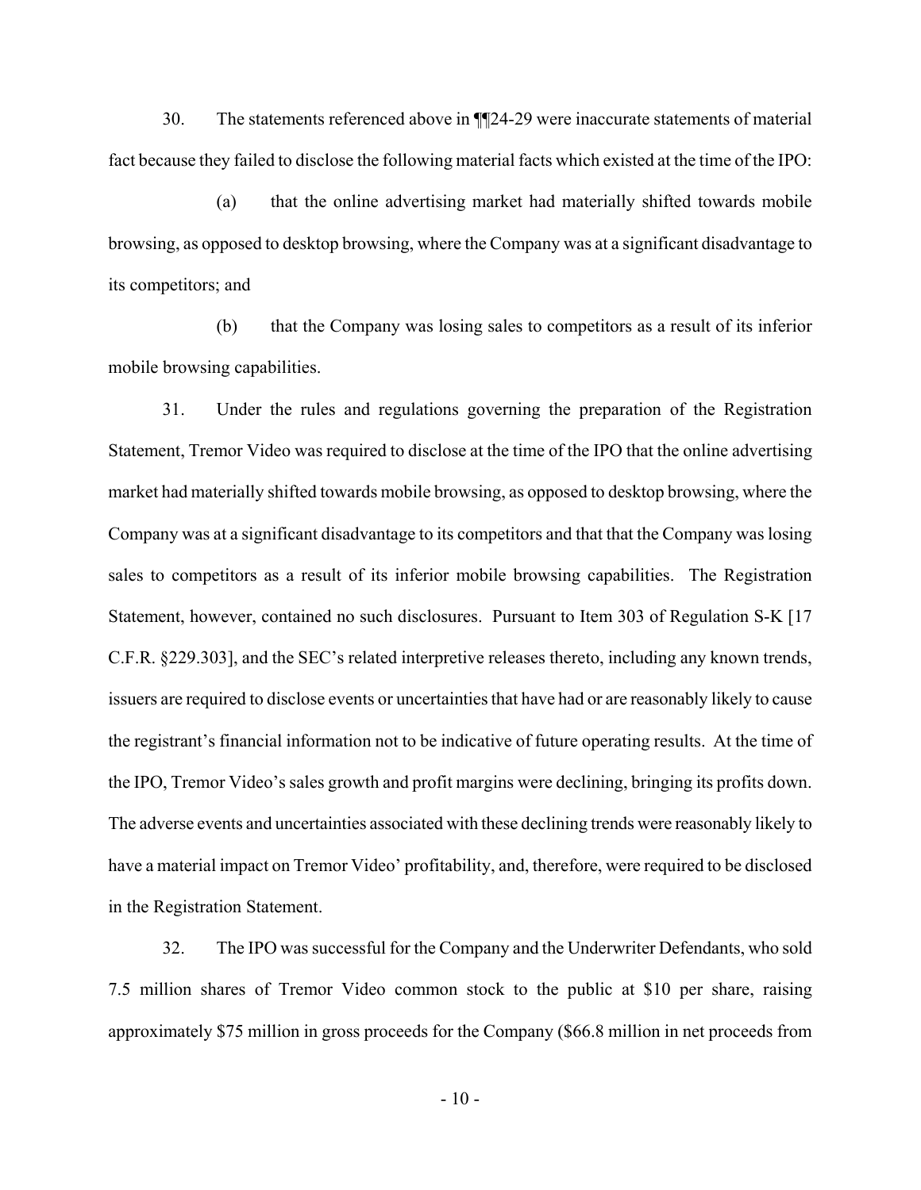30. The statements referenced above in ¶¶24-29 were inaccurate statements of material fact because they failed to disclose the following material facts which existed at the time of the IPO:

(a) that the online advertising market had materially shifted towards mobile browsing, as opposed to desktop browsing, where the Company was at a significant disadvantage to its competitors; and

(b) that the Company was losing sales to competitors as a result of its inferior mobile browsing capabilities.

31. Under the rules and regulations governing the preparation of the Registration Statement, Tremor Video was required to disclose at the time of the IPO that the online advertising market had materially shifted towards mobile browsing, as opposed to desktop browsing, where the Company was at a significant disadvantage to its competitors and that that the Company was losing sales to competitors as a result of its inferior mobile browsing capabilities. The Registration Statement, however, contained no such disclosures. Pursuant to Item 303 of Regulation S-K [17 C.F.R. §229.303], and the SEC's related interpretive releases thereto, including any known trends, issuers are required to disclose events or uncertainties that have had or are reasonably likely to cause the registrant's financial information not to be indicative of future operating results. At the time of the IPO, Tremor Video's sales growth and profit margins were declining, bringing its profits down. The adverse events and uncertainties associated with these declining trends were reasonably likely to have a material impact on Tremor Video' profitability, and, therefore, were required to be disclosed in the Registration Statement.

32. The IPO was successful for the Company and the Underwriter Defendants, who sold 7.5 million shares of Tremor Video common stock to the public at $10 per share, raising approximately $75 million in gross proceeds for the Company ($66.8 million in net proceeds from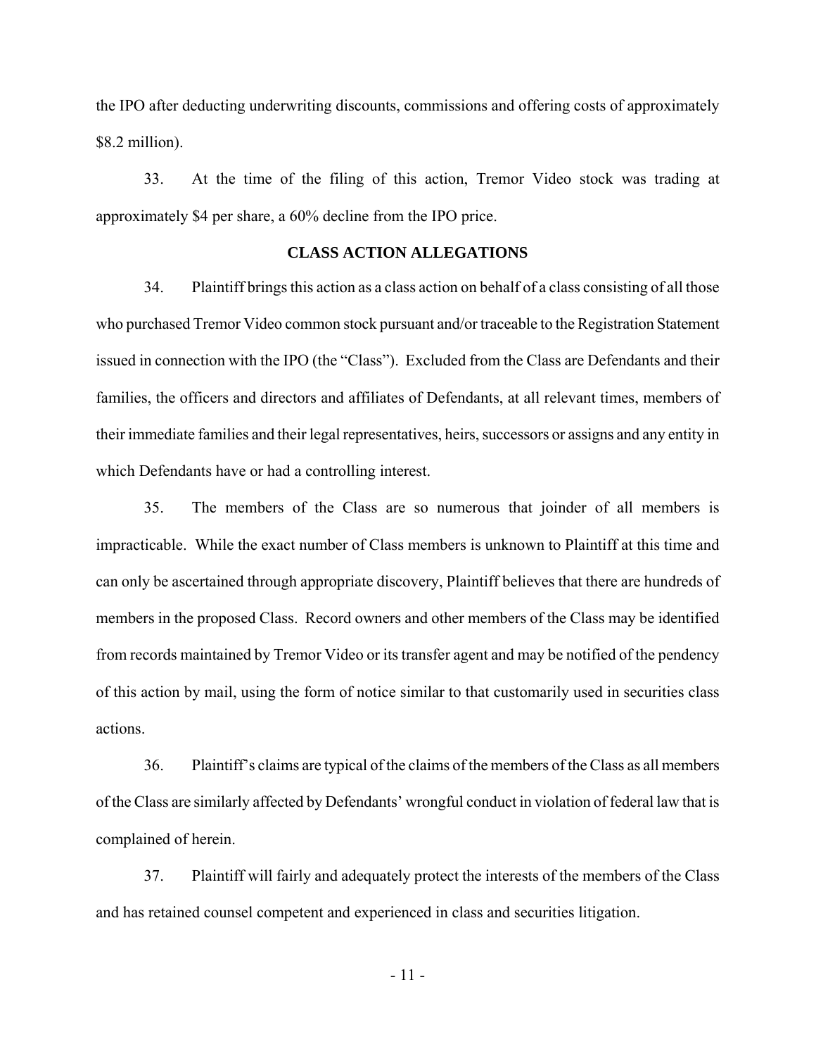the IPO after deducting underwriting discounts, commissions and offering costs of approximately $8.2 million).

33. At the time of the filing of this action, Tremor Video stock was trading at approximately $4 per share, a 60% decline from the IPO price.

## CLASS ACTION ALLEGATIONS

34. Plaintiff brings this action as a class action on behalf of a class consisting of all those who purchased Tremor Video common stock pursuant and/or traceable to the Registration Statement issued in connection with the IPO (the "Class"). Excluded from the Class are Defendants and their families, the officers and directors and affiliates of Defendants, at all relevant times, members of their immediate families and their legal representatives, heirs, successors or assigns and any entity in which Defendants have or had a controlling interest.

35. The members of the Class are so numerous that joinder of all members is impracticable. While the exact number of Class members is unknown to Plaintiff at this time and can only be ascertained through appropriate discovery, Plaintiff believes that there are hundreds of members in the proposed Class. Record owners and other members of the Class may be identified from records maintained by Tremor Video or its transfer agent and may be notified of the pendency of this action by mail, using the form of notice similar to that customarily used in securities class actions.

36. Plaintiff's claims are typical of the claims of the members of the Class as all members of the Class are similarly affected by Defendants' wrongful conduct in violation of federal law that is complained of herein.

37. Plaintiff will fairly and adequately protect the interests of the members of the Class and has retained counsel competent and experienced in class and securities litigation.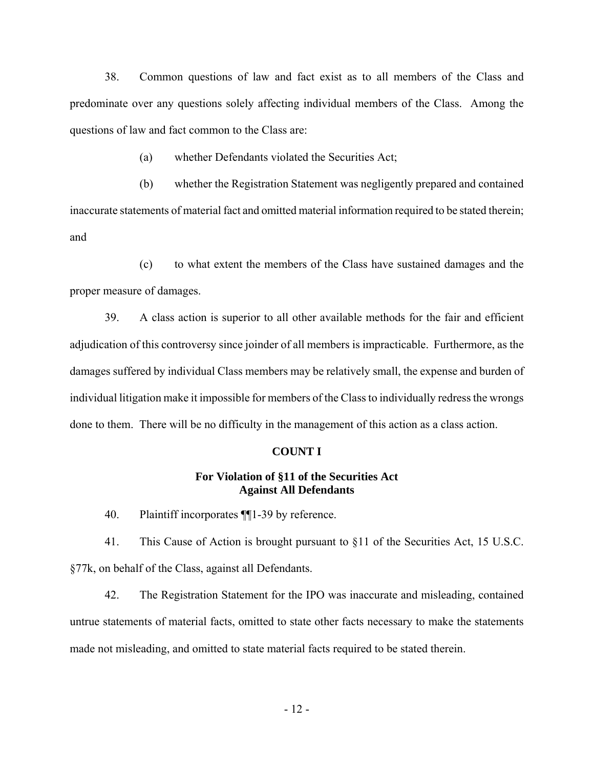38. Common questions of law and fact exist as to all members of the Class and predominate over any questions solely affecting individual members of the Class. Among the questions of law and fact common to the Class are:

(a) whether Defendants violated the Securities Act;

(b) whether the Registration Statement was negligently prepared and contained inaccurate statements of material fact and omitted material information required to be stated therein; and

(c) to what extent the members of the Class have sustained damages and the proper measure of damages.

39. A class action is superior to all other available methods for the fair and efficient adjudication of this controversy since joinder of all members is impracticable. Furthermore, as the damages suffered by individual Class members may be relatively small, the expense and burden of individual litigation make it impossible for members of the Class to individually redress the wrongs done to them. There will be no difficulty in the management of this action as a class action.

**COUNT I**

**For Violation of §11 of the Securities Act Against All Defendants**

40. Plaintiff incorporates ¶¶1-39 by reference.

41. This Cause of Action is brought pursuant to §11 of the Securities Act, 15 U.S.C. §77k, on behalf of the Class, against all Defendants.

42. The Registration Statement for the IPO was inaccurate and misleading, contained untrue statements of material facts, omitted to state other facts necessary to make the statements made not misleading, and omitted to state material facts required to be stated therein.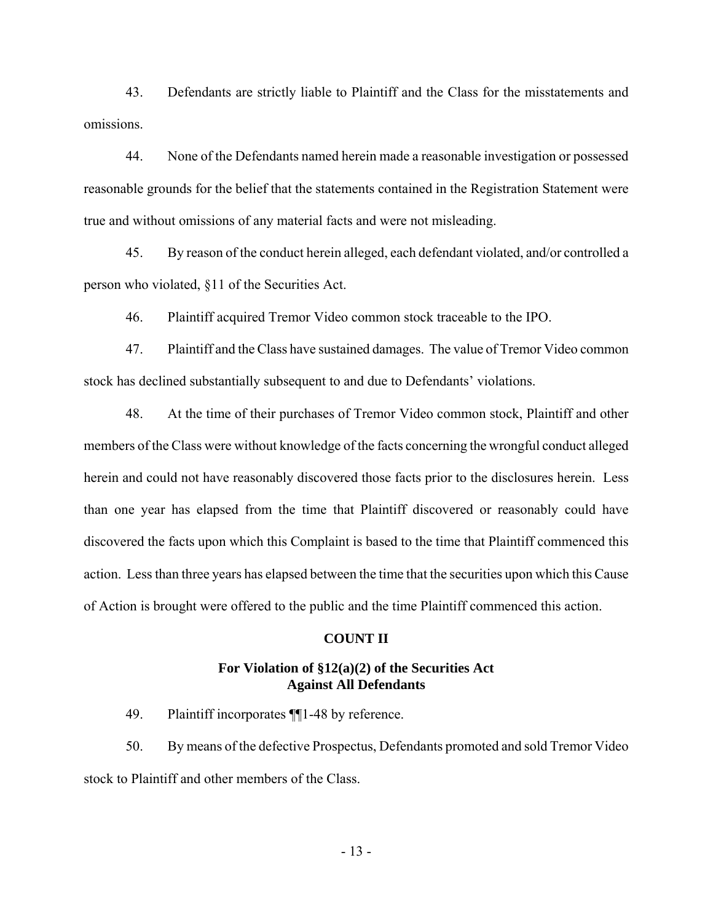43. Defendants are strictly liable to Plaintiff and the Class for the misstatements and omissions.

44. None of the Defendants named herein made a reasonable investigation or possessed reasonable grounds for the belief that the statements contained in the Registration Statement were true and without omissions of any material facts and were not misleading.

45. By reason of the conduct herein alleged, each defendant violated, and/or controlled a person who violated, §11 of the Securities Act.

46. Plaintiff acquired Tremor Video common stock traceable to the IPO.

47. Plaintiff and the Class have sustained damages. The value of Tremor Video common stock has declined substantially subsequent to and due to Defendants' violations.

48. At the time of their purchases of Tremor Video common stock, Plaintiff and other members of the Class were without knowledge of the facts concerning the wrongful conduct alleged herein and could not have reasonably discovered those facts prior to the disclosures herein. Less than one year has elapsed from the time that Plaintiff discovered or reasonably could have discovered the facts upon which this Complaint is based to the time that Plaintiff commenced this action. Less than three years has elapsed between the time that the securities upon which this Cause of Action is brought were offered to the public and the time Plaintiff commenced this action.

## COUNT II

### For Violation of §12(a)(2) of the Securities Act Against All Defendants

49. Plaintiff incorporates ¶¶1-48 by reference.

50. By means of the defective Prospectus, Defendants promoted and sold Tremor Video stock to Plaintiff and other members of the Class.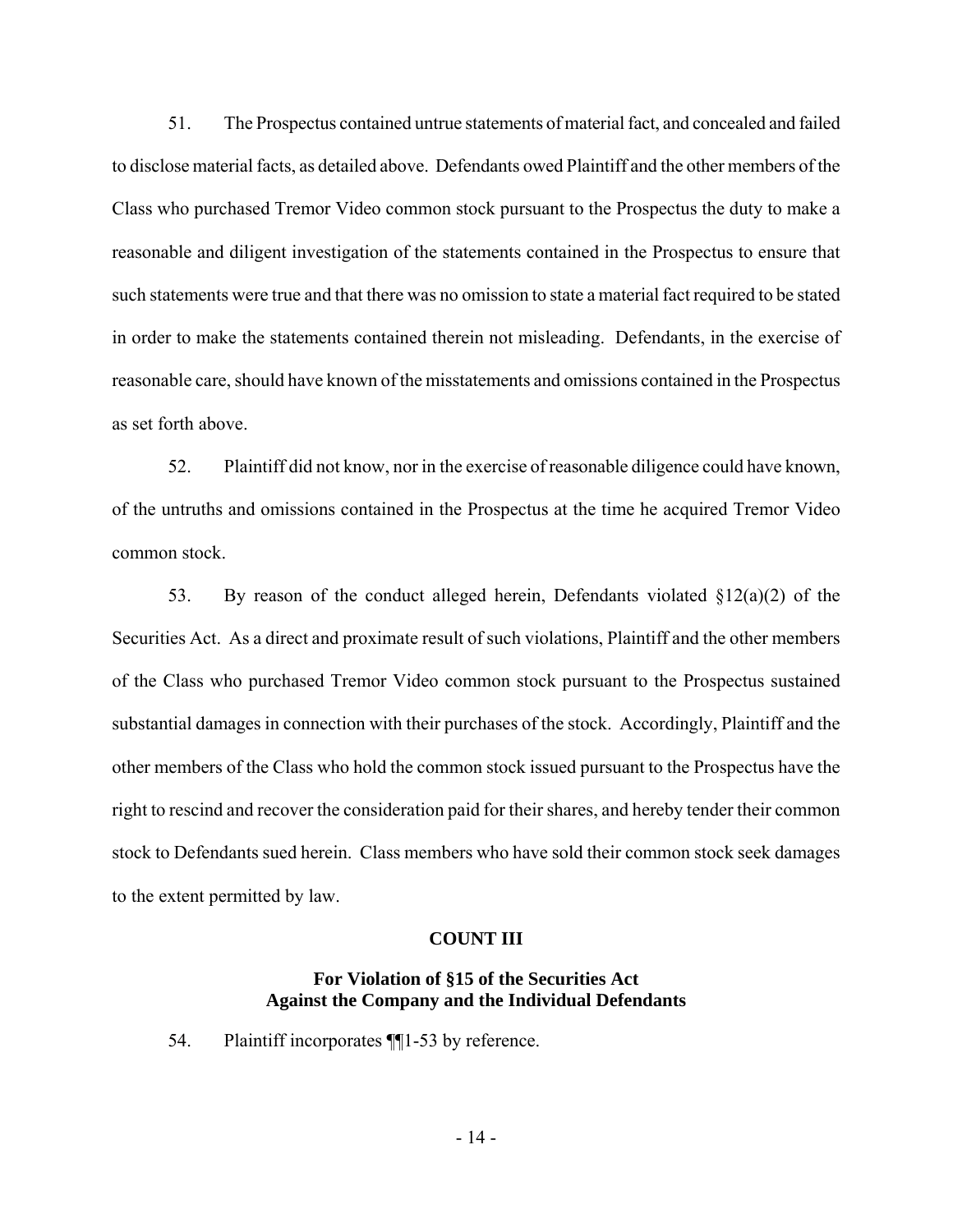51. The Prospectus contained untrue statements of material fact, and concealed and failed to disclose material facts, as detailed above. Defendants owed Plaintiff and the other members of the Class who purchased Tremor Video common stock pursuant to the Prospectus the duty to make a reasonable and diligent investigation of the statements contained in the Prospectus to ensure that such statements were true and that there was no omission to state a material fact required to be stated in order to make the statements contained therein not misleading. Defendants, in the exercise of reasonable care, should have known of the misstatements and omissions contained in the Prospectus as set forth above.

52. Plaintiff did not know, nor in the exercise of reasonable diligence could have known, of the untruths and omissions contained in the Prospectus at the time he acquired Tremor Video common stock.

53. By reason of the conduct alleged herein, Defendants violated §12(a)(2) of the Securities Act. As a direct and proximate result of such violations, Plaintiff and the other members of the Class who purchased Tremor Video common stock pursuant to the Prospectus sustained substantial damages in connection with their purchases of the stock. Accordingly, Plaintiff and the other members of the Class who hold the common stock issued pursuant to the Prospectus have the right to rescind and recover the consideration paid for their shares, and hereby tender their common stock to Defendants sued herein. Class members who have sold their common stock seek damages to the extent permitted by law.

**COUNT III**

**For Violation of §15 of the Securities Act Against the Company and the Individual Defendants**

54. Plaintiff incorporates ¶¶1-53 by reference.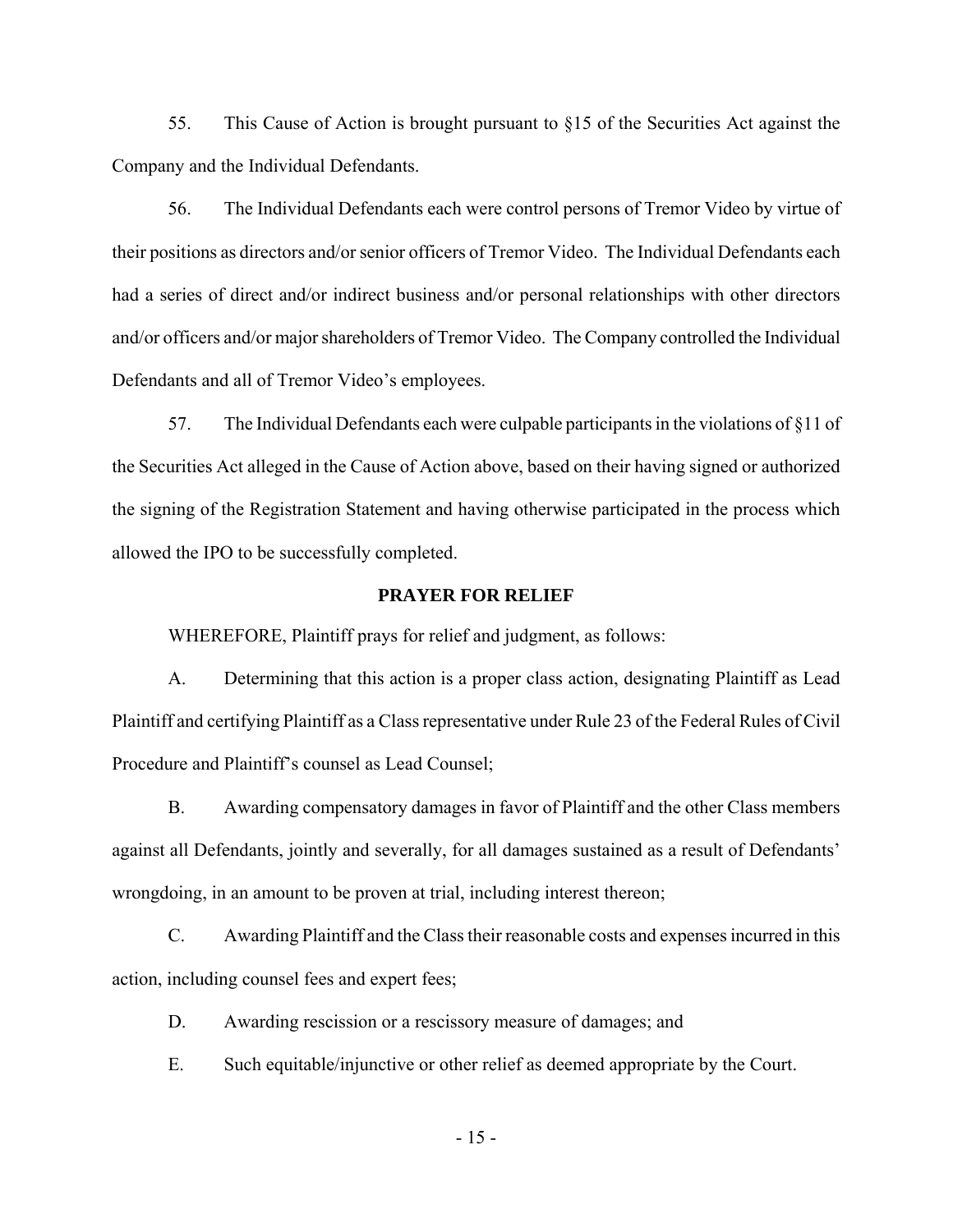55. This Cause of Action is brought pursuant to §15 of the Securities Act against the Company and the Individual Defendants.

56. The Individual Defendants each were control persons of Tremor Video by virtue of their positions as directors and/or senior officers of Tremor Video. The Individual Defendants each had a series of direct and/or indirect business and/or personal relationships with other directors and/or officers and/or major shareholders of Tremor Video. The Company controlled the Individual Defendants and all of Tremor Video's employees.

57. The Individual Defendants each were culpable participants in the violations of §11 of the Securities Act alleged in the Cause of Action above, based on their having signed or authorized the signing of the Registration Statement and having otherwise participated in the process which allowed the IPO to be successfully completed.

**PRAYER FOR RELIEF**

WHEREFORE, Plaintiff prays for relief and judgment, as follows:

A. Determining that this action is a proper class action, designating Plaintiff as Lead Plaintiff and certifying Plaintiff as a Class representative under Rule 23 of the Federal Rules of Civil Procedure and Plaintiff's counsel as Lead Counsel;

B. Awarding compensatory damages in favor of Plaintiff and the other Class members against all Defendants, jointly and severally, for all damages sustained as a result of Defendants' wrongdoing, in an amount to be proven at trial, including interest thereon;

C. Awarding Plaintiff and the Class their reasonable costs and expenses incurred in this action, including counsel fees and expert fees;

D. Awarding rescission or a rescissory measure of damages; and

E. Such equitable/injunctive or other relief as deemed appropriate by the Court.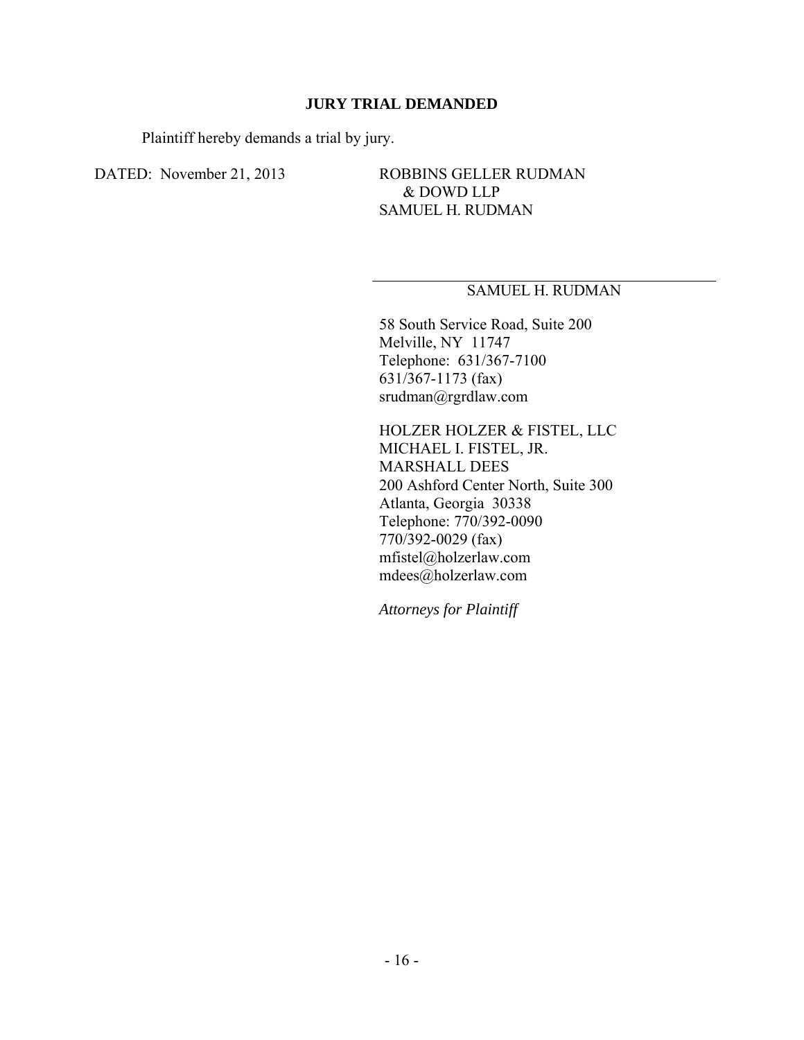**JURY TRIAL DEMANDED**

Plaintiff hereby demands a trial by jury.

DATED: November 21, 2013

ROBBINS GELLER RUDMAN
& DOWD LLP
SAMUEL H. RUDMAN

SAMUEL H. RUDMAN

58 South Service Road, Suite 200
Melville, NY 11747
Telephone: 631/367-7100
631/367-1173 (fax)
srudman@rgrdlaw.com

HOLZER HOLZER & FISTEL, LLC
MICHAEL I. FISTEL, JR.
MARSHALL DEES
200 Ashford Center North, Suite 300
Atlanta, Georgia 30338
Telephone: 770/392-0090
770/392-0029 (fax)
mfistel@holzerlaw.com
mdees@holzerlaw.com

*Attorneys for Plaintiff*